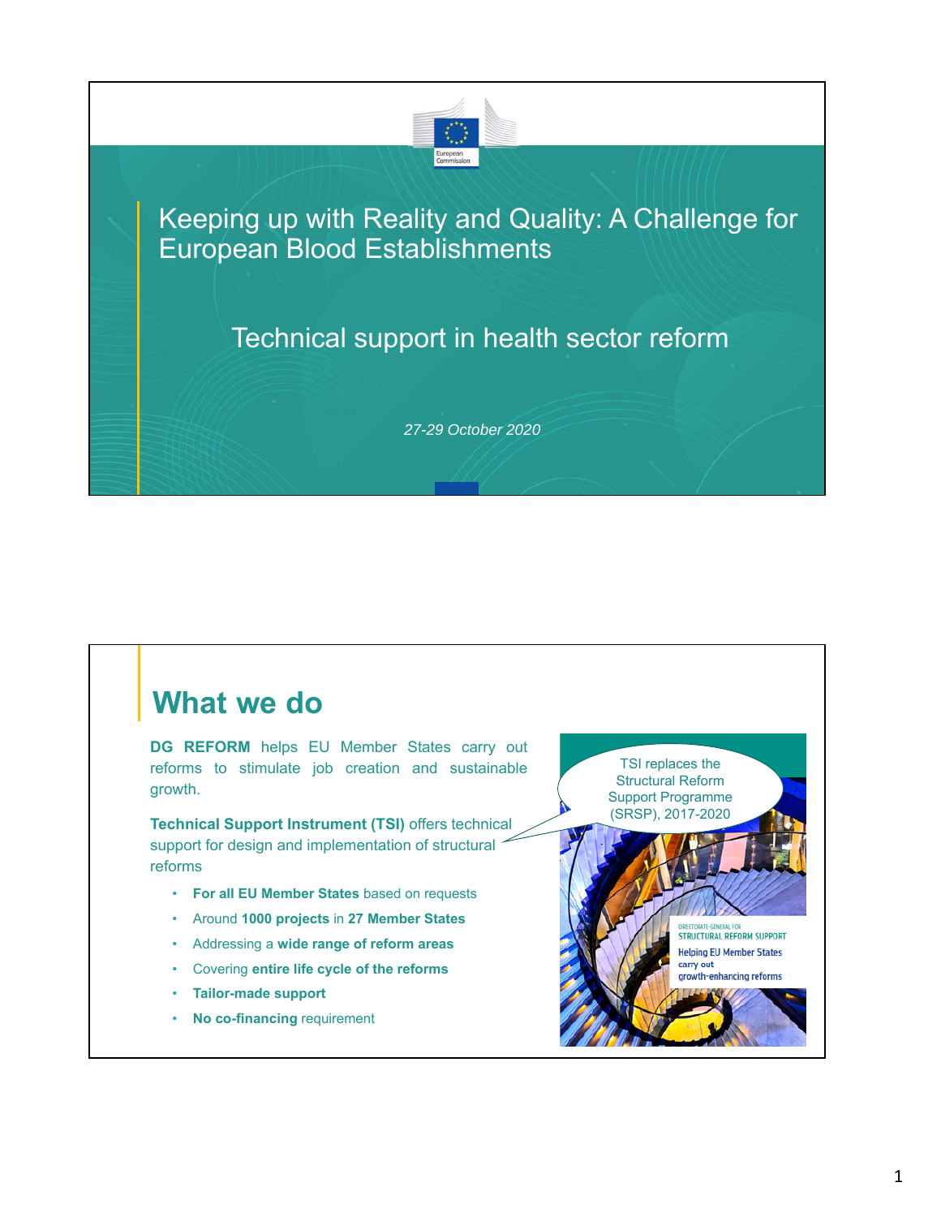# Keeping up with Reality and Quality: A Challenge for European Blood Establishments

## Technical support in health sector reform

*27-29 October 2020*

## What we do

**DG REFORM** helps EU Member States carry out reforms to stimulate job creation and sustainable growth.

**Technical Support Instrument (TSI)** offers technical support for design and implementation of structural reforms

- **For all EU Member States** based on requests
- Around **1000 projects** in **27 Member States**
- Addressing a **wide range of reform areas**
- Covering **entire life cycle of the reforms**
- **Tailor-made support**
- **No co-financing** requirement

TSI replaces the Structural Reform Support Programme (SRSP), 2017-2020

DIRECTORATE-GENERAL FOR STRUCTURAL REFORM SUPPORT

Helping EU Member States carry out growth-enhancing reforms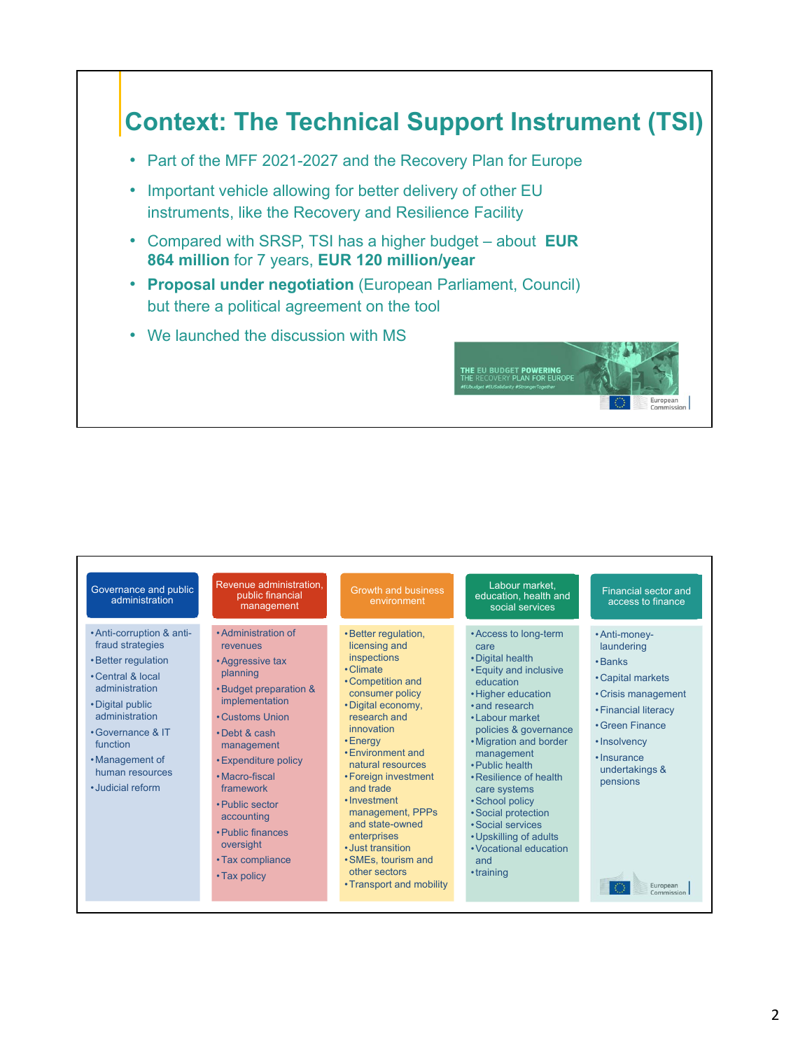# Context: The Technical Support Instrument (TSI)

- Part of the MFF 2021-2027 and the Recovery Plan for Europe
- Important vehicle allowing for better delivery of other EU instruments, like the Recovery and Resilience Facility
- Compared with SRSP, TSI has a higher budget – about **EUR 864 million** for 7 years, **EUR 120 million/year**
- **Proposal under negotiation** (European Parliament, Council) but there a political agreement on the tool
- We launched the discussion with MS

THE EU BUDGET POWERING THE RECOVERY PLAN FOR EUROPE
#EUbudget #EUSolidarity #StrongerTogether

European Commission

| Governance and public administration | Revenue administration, public financial management | Growth and business environment | Labour market, education, health and social services | Financial sector and access to finance |
|---|---|---|---|---|
| • Anti-corruption & anti-fraud strategies<br>• Better regulation<br>• Central & local administration<br>• Digital public administration<br>• Governance & IT function<br>• Management of human resources<br>• Judicial reform | • Administration of revenues<br>• Aggressive tax planning<br>• Budget preparation & implementation<br>• Customs Union<br>• Debt & cash management<br>• Expenditure policy<br>• Macro-fiscal framework<br>• Public sector accounting<br>• Public finances oversight<br>• Tax compliance<br>• Tax policy | • Better regulation, licensing and inspections<br>• Climate<br>• Competition and consumer policy<br>• Digital economy, research and innovation<br>• Energy<br>• Environment and natural resources<br>• Foreign investment and trade<br>• Investment management, PPPs and state-owned enterprises<br>• Just transition<br>• SMEs, tourism and other sectors<br>• Transport and mobility | • Access to long-term care<br>• Digital health<br>• Equity and inclusive education<br>• Higher education<br>• and research<br>• Labour market policies & governance<br>• Migration and border management<br>• Public health<br>• Resilience of health care systems<br>• School policy<br>• Social protection<br>• Social services<br>• Upskilling of adults<br>• Vocational education and<br>• training | • Anti-money-laundering<br>• Banks<br>• Capital markets<br>• Crisis management<br>• Financial literacy<br>• Green Finance<br>• Insolvency<br>• Insurance undertakings & pensions |

European Commission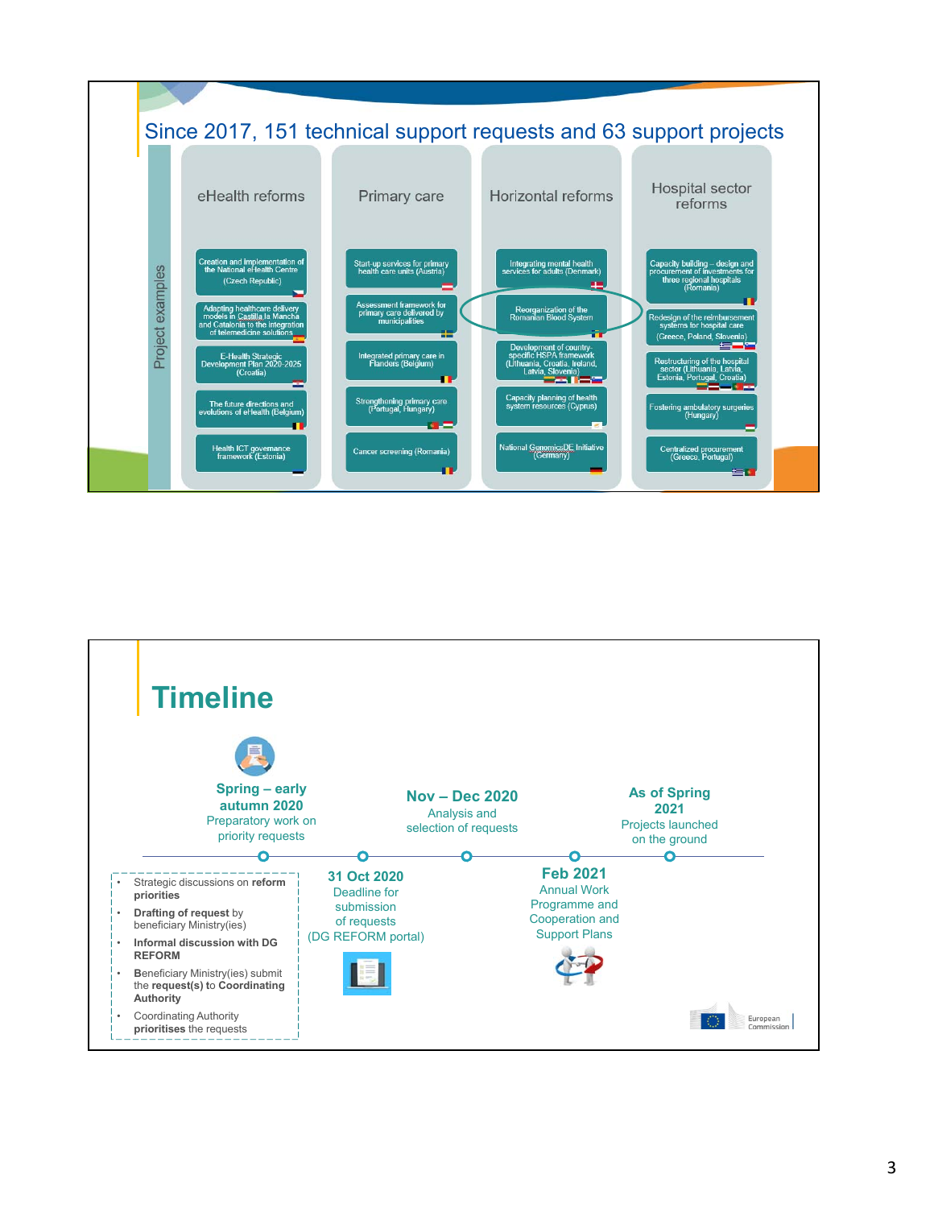# Since 2017, 151 technical support requests and 63 support projects

Project examples

| eHealth reforms | Primary care | Horizontal reforms | Hospital sector reforms |
|---|---|---|---|
| Creation and implementation of the National eHealth Centre (Czech Republic) | Start-up services for primary health care units (Austria) | Integrating mental health services for adults (Denmark) | Capacity building – design and procurement of investments for three regional hospitals (Romania) |
| Adapting healthcare delivery models in Castilla la Mancha and Catalonia to the integration of telemedicine solutions | Assessment framework for primary care delivered by municipalities | Reorganization of the Romanian Blood System | Redesign of the reimbursement systems for hospital care (Greece, Poland, Slovenia) |
| E-Health Strategic Development Plan 2020-2025 (Croatia) | Integrated primary care in Flanders (Belgium) | Development of country-specific HSPA framework (Lithuania, Croatia, Ireland, Latvia, Slovenia) | Restructuring of the hospital sector (Lithuania, Latvia, Estonia, Portugal, Croatia) |
| The future directions and evolutions of eHealth (Belgium) | Strengthening primary care (Portugal, Hungary) | Capacity planning of health system resources (Cyprus) | Fostering ambulatory surgeries (Hungary) |
| Health ICT governance framework (Estonia) | Cancer screening (Romania) | National GenomicsDE Initiative (Germany) | Centralized procurement (Greece, Portugal) |

# Timeline

**Spring – early autumn 2020**
Preparatory work on priority requests

- Strategic discussions on **reform priorities**
- **Drafting of request** by beneficiary Ministry(ies)
- **Informal discussion with DG REFORM**
- **B**eneficiary Ministry(ies) submit the **request(s)** to **Coordinating Authority**
- Coordinating Authority **prioritises** the requests

**31 Oct 2020**
Deadline for submission of requests (DG REFORM portal)

**Nov – Dec 2020**
Analysis and selection of requests

**Feb 2021**
Annual Work Programme and Cooperation and Support Plans

**As of Spring 2021**
Projects launched on the ground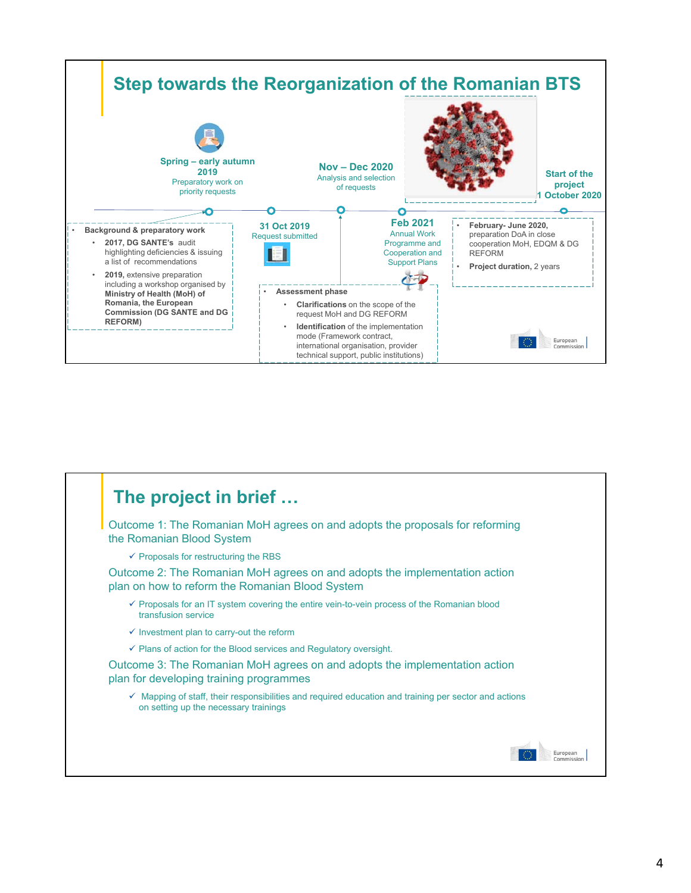## Step towards the Reorganization of the Romanian BTS

**Spring – early autumn 2019**
Preparatory work on priority requests

**31 Oct 2019**
Request submitted

**Nov – Dec 2020**
Analysis and selection of requests

**Feb 2021**
Annual Work Programme and Cooperation and Support Plans

**Start of the project 1 October 2020**

- **Background & preparatory work**
  - **2017, DG SANTE's** audit highlighting deficiencies & issuing a list of recommendations
  - **2019,** extensive preparation including a workshop organised by **Ministry of Health (MoH) of Romania, the European Commission (DG SANTE and DG REFORM)**

- **Assessment phase**
  - **Clarifications** on the scope of the request MoH and DG REFORM
  - **Identification** of the implementation mode (Framework contract, international organisation, provider technical support, public institutions)

- **February- June 2020,** preparation DoA in close cooperation MoH, EDQM & DG REFORM
- **Project duration,** 2 years

## The project in brief …

Outcome 1: The Romanian MoH agrees on and adopts the proposals for reforming the Romanian Blood System

- ✓ Proposals for restructuring the RBS

Outcome 2: The Romanian MoH agrees on and adopts the implementation action plan on how to reform the Romanian Blood System

- ✓ Proposals for an IT system covering the entire vein-to-vein process of the Romanian blood transfusion service
- ✓ Investment plan to carry-out the reform
- ✓ Plans of action for the Blood services and Regulatory oversight.

Outcome 3: The Romanian MoH agrees on and adopts the implementation action plan for developing training programmes

- ✓ Mapping of staff, their responsibilities and required education and training per sector and actions on setting up the necessary trainings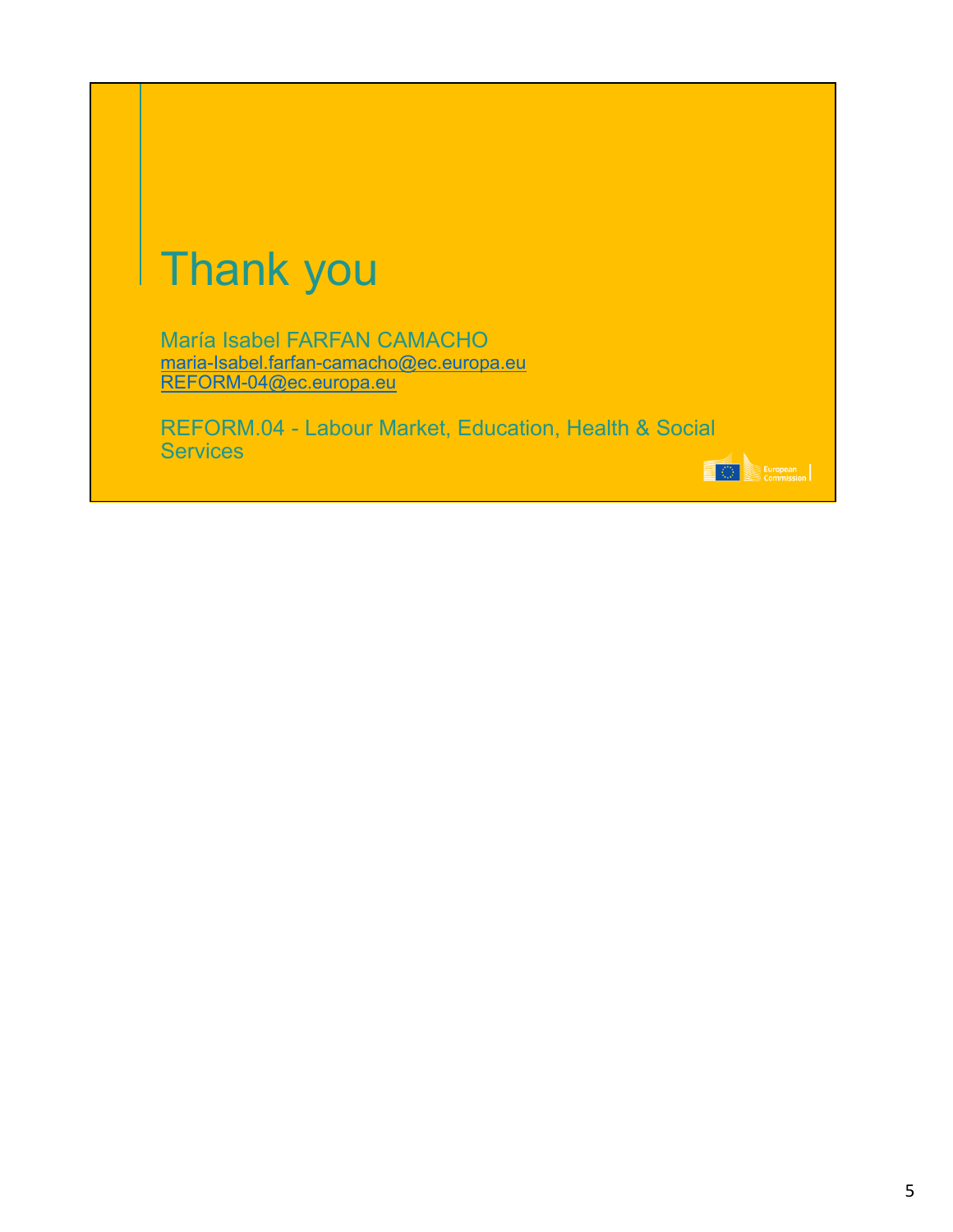# Thank you

María Isabel FARFAN CAMACHO
maria-Isabel.farfan-camacho@ec.europa.eu
REFORM-04@ec.europa.eu

REFORM.04 - Labour Market, Education, Health & Social Services

European Commission